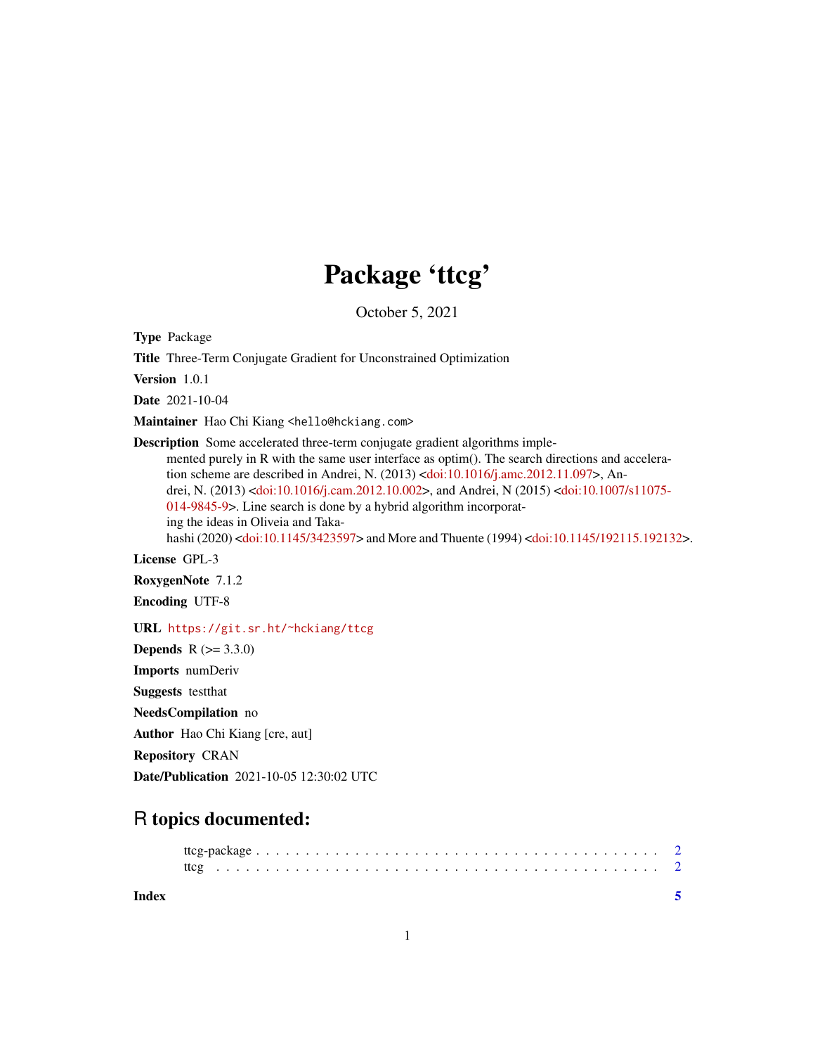# Package 'ttcg'

October 5, 2021

**Type** Package

**Title** Three-Term Conjugate Gradient for Unconstrained Optimization

**Version** 1.0.1

**Date** 2021-10-04

**Maintainer** Hao Chi Kiang <hello@hckiang.com>

**Description** Some accelerated three-term conjugate gradient algorithms implemented purely in R with the same user interface as optim(). The search directions and acceleration scheme are described in Andrei, N. (2013) <doi:10.1016/j.amc.2012.11.097>, Andrei, N. (2013) <doi:10.1016/j.cam.2012.10.002>, and Andrei, N (2015) <doi:10.1007/s11075-014-9845-9>. Line search is done by a hybrid algorithm incorporating the ideas in Oliveia and Takahashi (2020) <doi:10.1145/3423597> and More and Thuente (1994) <doi:10.1145/192115.192132>.

**License** GPL-3

**RoxygenNote** 7.1.2

**Encoding** UTF-8

**URL** https://git.sr.ht/~hckiang/ttcg

**Depends** R (>= 3.3.0)

**Imports** numDeriv

**Suggests** testthat

**NeedsCompilation** no

**Author** Hao Chi Kiang [cre, aut]

**Repository** CRAN

**Date/Publication** 2021-10-05 12:30:02 UTC

## R topics documented:

ttcg-package . . . . . . . . . . . . . . . . . . . . . . . . . . . . . . . . . . . . . . . . . . 2
ttcg . . . . . . . . . . . . . . . . . . . . . . . . . . . . . . . . . . . . . . . . . . . . . . 2

**Index** 5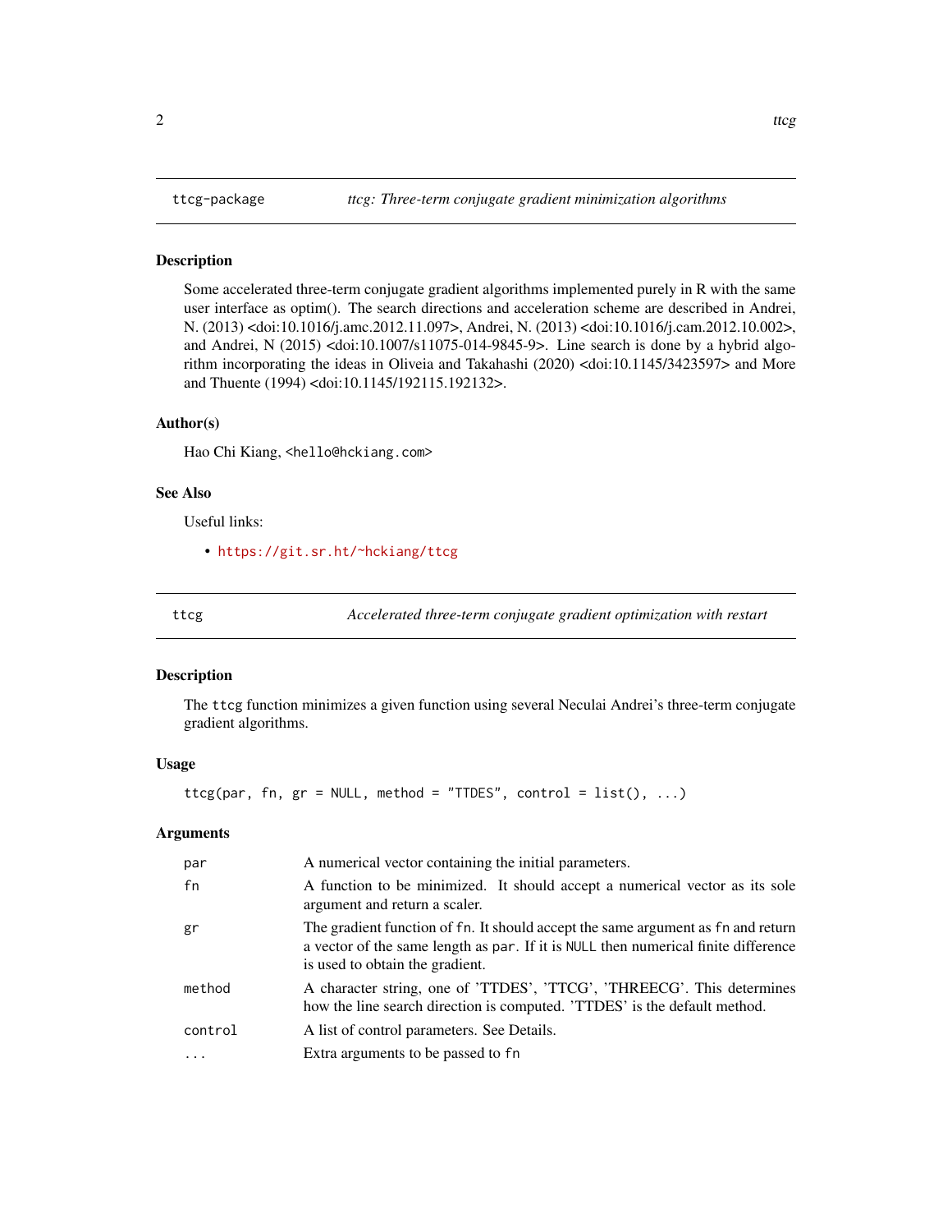## ttcg-package — *ttcg: Three-term conjugate gradient minimization algorithms*

### Description

Some accelerated three-term conjugate gradient algorithms implemented purely in R with the same user interface as optim(). The search directions and acceleration scheme are described in Andrei, N. (2013) <doi:10.1016/j.amc.2012.11.097>, Andrei, N. (2013) <doi:10.1016/j.cam.2012.10.002>, and Andrei, N (2015) <doi:10.1007/s11075-014-9845-9>. Line search is done by a hybrid algorithm incorporating the ideas in Oliveia and Takahashi (2020) <doi:10.1145/3423597> and More and Thuente (1994) <doi:10.1145/192115.192132>.

### Author(s)

Hao Chi Kiang, <hello@hckiang.com>

### See Also

Useful links:

- https://git.sr.ht/~hckiang/ttcg

## ttcg — *Accelerated three-term conjugate gradient optimization with restart*

### Description

The `ttcg` function minimizes a given function using several Neculai Andrei's three-term conjugate gradient algorithms.

### Usage

```
ttcg(par, fn, gr = NULL, method = "TTDES", control = list(), ...)
```

### Arguments

| | |
|---|---|
| `par` | A numerical vector containing the initial parameters. |
| `fn` | A function to be minimized. It should accept a numerical vector as its sole argument and return a scaler. |
| `gr` | The gradient function of `fn`. It should accept the same argument as `fn` and return a vector of the same length as `par`. If it is `NULL` then numerical finite difference is used to obtain the gradient. |
| `method` | A character string, one of 'TTDES', 'TTCG', 'THREECG'. This determines how the line search direction is computed. 'TTDES' is the default method. |
| `control` | A list of control parameters. See Details. |
| `...` | Extra arguments to be passed to `fn` |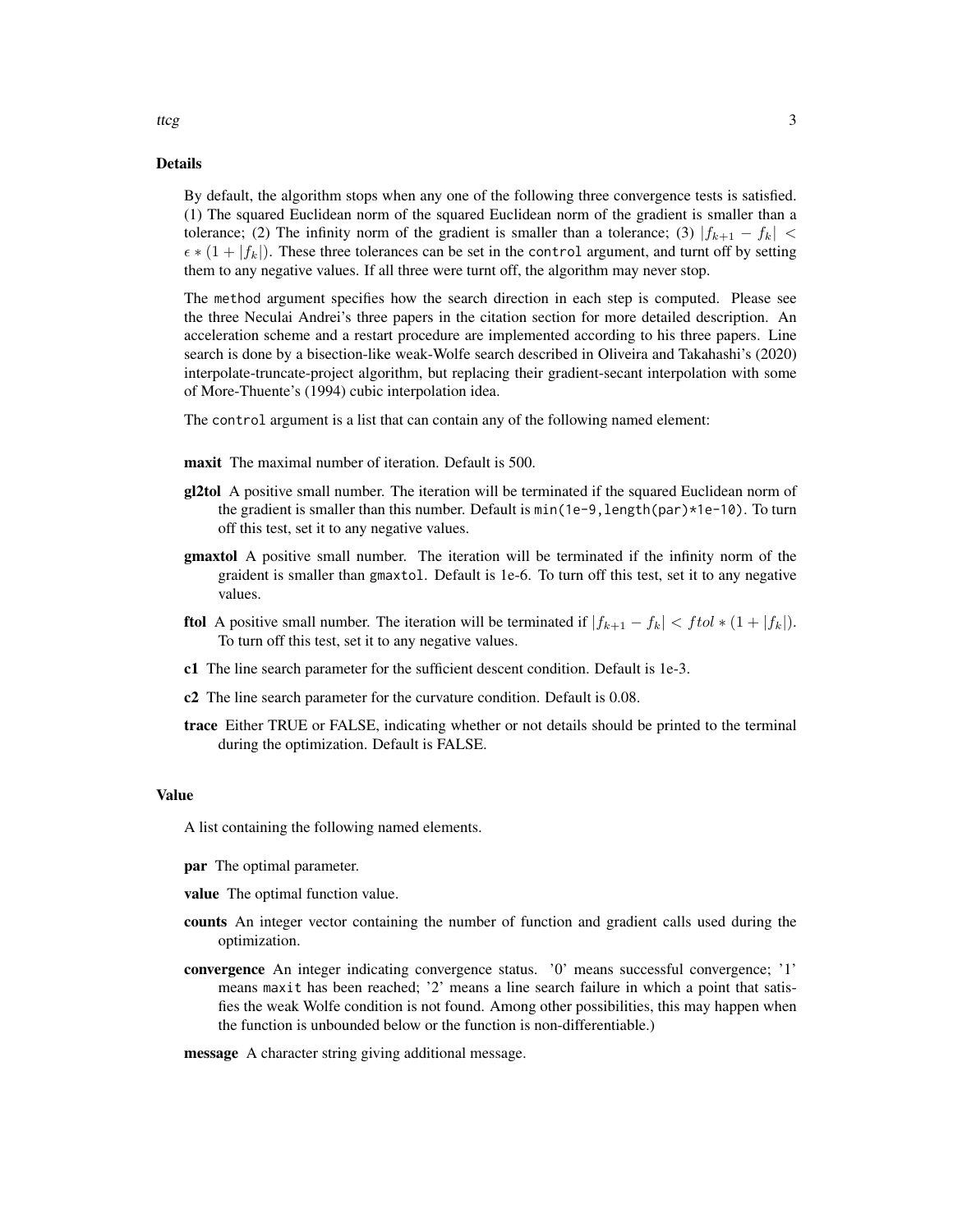## Details

By default, the algorithm stops when any one of the following three convergence tests is satisfied. (1) The squared Euclidean norm of the squared Euclidean norm of the gradient is smaller than a tolerance; (2) The infinity norm of the gradient is smaller than a tolerance; (3) $|f_{k+1} - f_k| < \epsilon * (1 + |f_k|)$. These three tolerances can be set in the `control` argument, and turnt off by setting them to any negative values. If all three were turnt off, the algorithm may never stop.

The `method` argument specifies how the search direction in each step is computed. Please see the three Neculai Andrei's three papers in the citation section for more detailed description. An acceleration scheme and a restart procedure are implemented according to his three papers. Line search is done by a bisection-like weak-Wolfe search described in Oliveira and Takahashi's (2020) interpolate-truncate-project algorithm, but replacing their gradient-secant interpolation with some of More-Thuente's (1994) cubic interpolation idea.

The `control` argument is a list that can contain any of the following named element:

**maxit** The maximal number of iteration. Default is 500.

**gl2tol** A positive small number. The iteration will be terminated if the squared Euclidean norm of the gradient is smaller than this number. Default is `min(1e-9,length(par)*1e-10)`. To turn off this test, set it to any negative values.

**gmaxtol** A positive small number. The iteration will be terminated if the infinity norm of the graident is smaller than `gmaxtol`. Default is 1e-6. To turn off this test, set it to any negative values.

**ftol** A positive small number. The iteration will be terminated if $|f_{k+1} - f_k| < ftol * (1 + |f_k|)$. To turn off this test, set it to any negative values.

**c1** The line search parameter for the sufficient descent condition. Default is 1e-3.

**c2** The line search parameter for the curvature condition. Default is 0.08.

**trace** Either TRUE or FALSE, indicating whether or not details should be printed to the terminal during the optimization. Default is FALSE.

## Value

A list containing the following named elements.

**par** The optimal parameter.

**value** The optimal function value.

**counts** An integer vector containing the number of function and gradient calls used during the optimization.

**convergence** An integer indicating convergence status. '0' means successful convergence; '1' means `maxit` has been reached; '2' means a line search failure in which a point that satisfies the weak Wolfe condition is not found. Among other possibilities, this may happen when the function is unbounded below or the function is non-differentiable.)

**message** A character string giving additional message.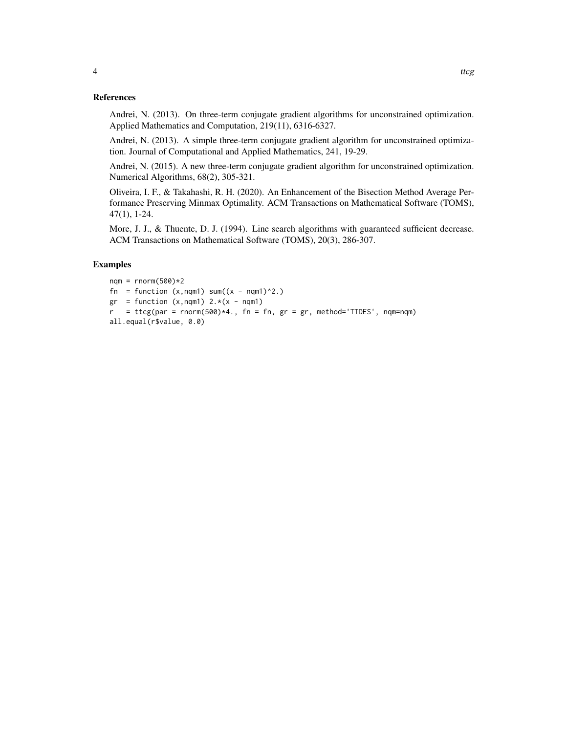## References

Andrei, N. (2013). On three-term conjugate gradient algorithms for unconstrained optimization. Applied Mathematics and Computation, 219(11), 6316-6327.

Andrei, N. (2013). A simple three-term conjugate gradient algorithm for unconstrained optimization. Journal of Computational and Applied Mathematics, 241, 19-29.

Andrei, N. (2015). A new three-term conjugate gradient algorithm for unconstrained optimization. Numerical Algorithms, 68(2), 305-321.

Oliveira, I. F., & Takahashi, R. H. (2020). An Enhancement of the Bisection Method Average Performance Preserving Minmax Optimality. ACM Transactions on Mathematical Software (TOMS), 47(1), 1-24.

More, J. J., & Thuente, D. J. (1994). Line search algorithms with guaranteed sufficient decrease. ACM Transactions on Mathematical Software (TOMS), 20(3), 286-307.

## Examples

```
nqm = rnorm(500)*2
fn  = function (x,nqm1) sum((x - nqm1)^2.)
gr  = function (x,nqm1) 2.*(x - nqm1)
r   = ttcg(par = rnorm(500)*4., fn = fn, gr = gr, method='TTDES', nqm=nqm)
all.equal(r$value, 0.0)
```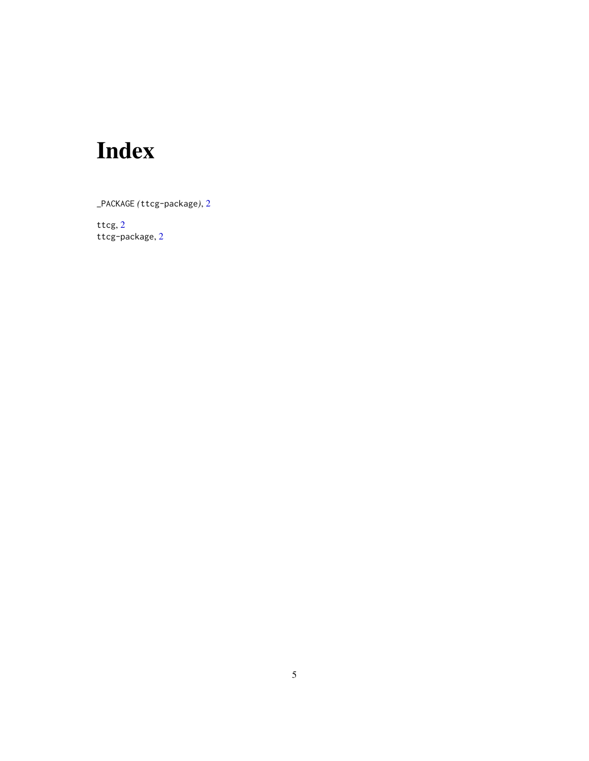# Index

_PACKAGE (ttcg-package), 2

ttcg, 2
ttcg-package, 2